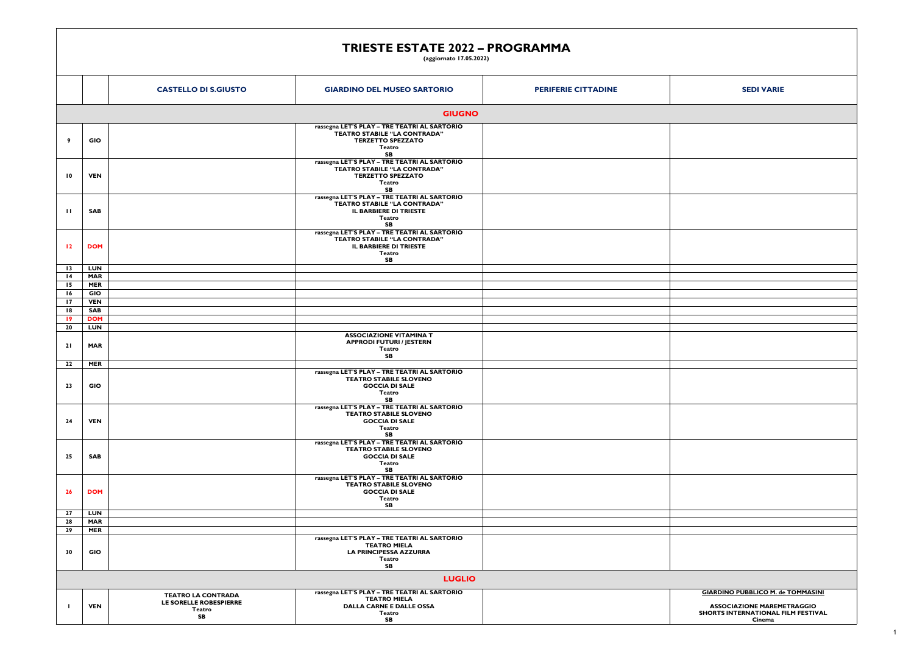# TRIESTE ESTATE 2022 – PROGRAMMA

(aggiornato 17.05.2022)

| | | CASTELLO DI S.GIUSTO | GIARDINO DEL MUSEO SARTORIO | PERIFERIE CITTADINE | SEDI VARIE |
|---|---|---|---|---|---|
| **GIUGNO** | | | | | |
| 9 | GIO | | rassegna LET'S PLAY – TRE TEATRI AL SARTORIO<br>TEATRO STABILE "LA CONTRADA"<br>TERZETTO SPEZZATO<br>Teatro<br>SB | | |
| 10 | VEN | | rassegna LET'S PLAY – TRE TEATRI AL SARTORIO<br>TEATRO STABILE "LA CONTRADA"<br>TERZETTO SPEZZATO<br>Teatro<br>SB | | |
| 11 | SAB | | rassegna LET'S PLAY – TRE TEATRI AL SARTORIO<br>TEATRO STABILE "LA CONTRADA"<br>IL BARBIERE DI TRIESTE<br>Teatro<br>SB | | |
| 12 | DOM | | rassegna LET'S PLAY – TRE TEATRI AL SARTORIO<br>TEATRO STABILE "LA CONTRADA"<br>IL BARBIERE DI TRIESTE<br>Teatro<br>SB | | |
| 13 | LUN | | | | |
| 14 | MAR | | | | |
| 15 | MER | | | | |
| 16 | GIO | | | | |
| 17 | VEN | | | | |
| 18 | SAB | | | | |
| 19 | DOM | | | | |
| 20 | LUN | | | | |
| 21 | MAR | | ASSOCIAZIONE VITAMINA T<br>APPRODI FUTURI / JESTERN<br>Teatro<br>SB | | |
| 22 | MER | | | | |
| 23 | GIO | | rassegna LET'S PLAY – TRE TEATRI AL SARTORIO<br>TEATRO STABILE SLOVENO<br>GOCCIA DI SALE<br>Teatro<br>SB | | |
| 24 | VEN | | rassegna LET'S PLAY – TRE TEATRI AL SARTORIO<br>TEATRO STABILE SLOVENO<br>GOCCIA DI SALE<br>Teatro<br>SB | | |
| 25 | SAB | | rassegna LET'S PLAY – TRE TEATRI AL SARTORIO<br>TEATRO STABILE SLOVENO<br>GOCCIA DI SALE<br>Teatro<br>SB | | |
| 26 | DOM | | rassegna LET'S PLAY – TRE TEATRI AL SARTORIO<br>TEATRO STABILE SLOVENO<br>GOCCIA DI SALE<br>Teatro<br>SB | | |
| 27 | LUN | | | | |
| 28 | MAR | | | | |
| 29 | MER | | | | |
| 30 | GIO | | rassegna LET'S PLAY – TRE TEATRI AL SARTORIO<br>TEATRO MIELA<br>LA PRINCIPESSA AZZURRA<br>Teatro<br>SB | | |
| **LUGLIO** | | | | | |
| 1 | VEN | TEATRO LA CONTRADA<br>LE SORELLE ROBESPIERRE<br>Teatro<br>SB | rassegna LET'S PLAY – TRE TEATRI AL SARTORIO<br>TEATRO MIELA<br>DALLA CARNE E DALLE OSSA<br>Teatro<br>SB | | GIARDINO PUBBLICO M. de TOMMASINI<br>ASSOCIAZIONE MAREMETRAGGIO<br>SHORTS INTERNATIONAL FILM FESTIVAL<br>Cinema |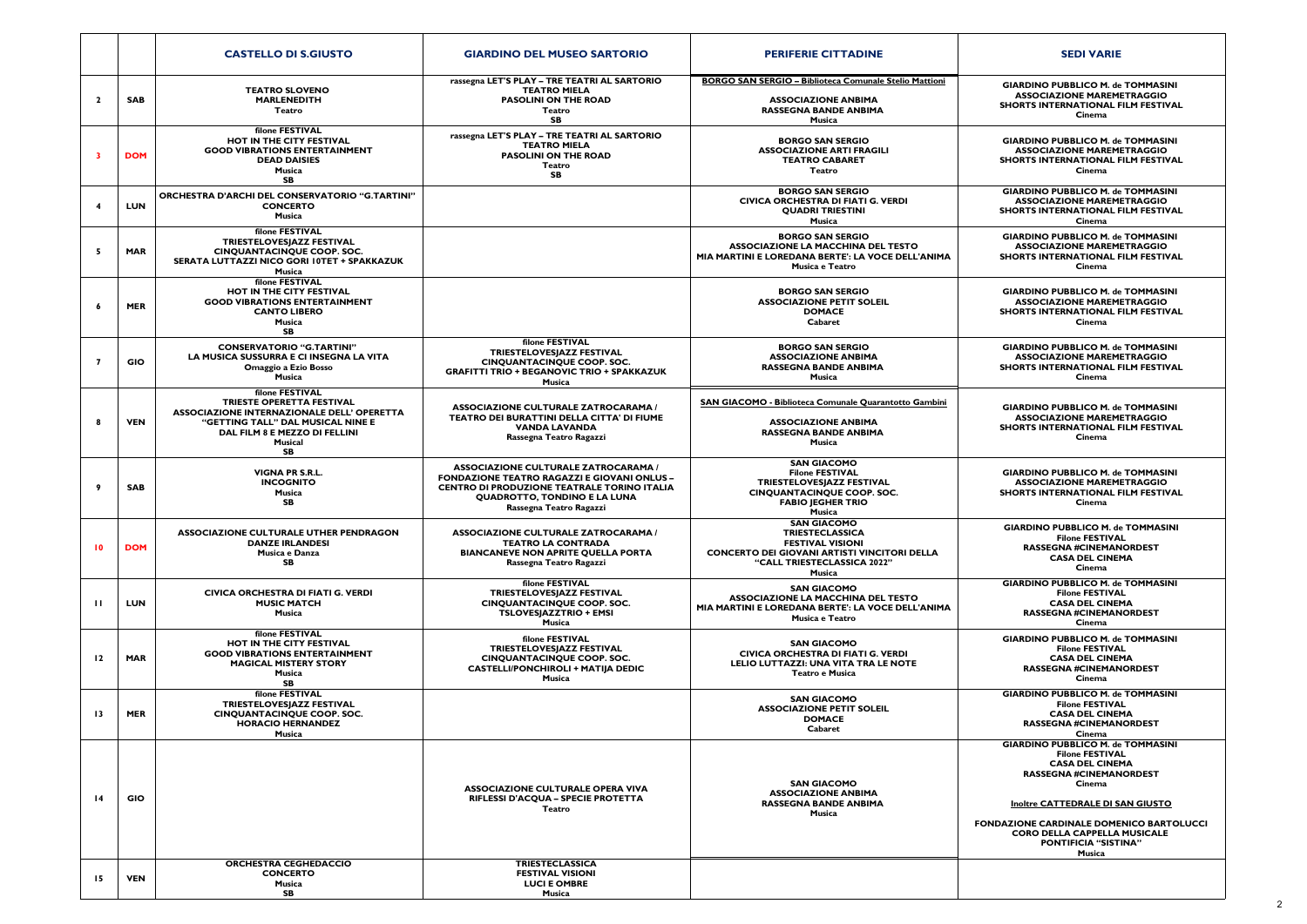| | | CASTELLO DI S.GIUSTO | GIARDINO DEL MUSEO SARTORIO | PERIFERIE CITTADINE | SEDI VARIE |
|---|---|---|---|---|---|
| 2 | SAB | TEATRO SLOVENO<br>MARLENEDITH<br>Teatro | rassegna LET'S PLAY – TRE TEATRI AL SARTORIO<br>TEATRO MIELA<br>PASOLINI ON THE ROAD<br>Teatro<br>SB | BORGO SAN SERGIO – Biblioteca Comunale Stelio Mattioni<br>ASSOCIAZIONE ANBIMA<br>RASSEGNA BANDE ANBIMA<br>Musica | GIARDINO PUBBLICO M. de TOMMASINI<br>ASSOCIAZIONE MAREMETRAGGIO<br>SHORTS INTERNATIONAL FILM FESTIVAL<br>Cinema |
| 3 | DOM | filone FESTIVAL<br>HOT IN THE CITY FESTIVAL<br>GOOD VIBRATIONS ENTERTAINMENT<br>DEAD DAISIES<br>Musica<br>SB | rassegna LET'S PLAY – TRE TEATRI AL SARTORIO<br>TEATRO MIELA<br>PASOLINI ON THE ROAD<br>Teatro<br>SB | BORGO SAN SERGIO<br>ASSOCIAZIONE ARTI FRAGILI<br>TEATRO CABARET<br>Teatro | GIARDINO PUBBLICO M. de TOMMASINI<br>ASSOCIAZIONE MAREMETRAGGIO<br>SHORTS INTERNATIONAL FILM FESTIVAL<br>Cinema |
| 4 | LUN | ORCHESTRA D'ARCHI DEL CONSERVATORIO "G.TARTINI"<br>CONCERTO<br>Musica | | BORGO SAN SERGIO<br>CIVICA ORCHESTRA DI FIATI G. VERDI<br>QUADRI TRIESTINI<br>Musica | GIARDINO PUBBLICO M. de TOMMASINI<br>ASSOCIAZIONE MAREMETRAGGIO<br>SHORTS INTERNATIONAL FILM FESTIVAL<br>Cinema |
| 5 | MAR | filone FESTIVAL<br>TRIESTELOVESJAZZ FESTIVAL<br>CINQUANTACINQUE COOP. SOC.<br>SERATA LUTTAZZI NICO GORI 10TET + SPAKKAZUK<br>Musica | | BORGO SAN SERGIO<br>ASSOCIAZIONE LA MACCHINA DEL TESTO<br>MIA MARTINI E LOREDANA BERTE': LA VOCE DELL'ANIMA<br>Musica e Teatro | GIARDINO PUBBLICO M. de TOMMASINI<br>ASSOCIAZIONE MAREMETRAGGIO<br>SHORTS INTERNATIONAL FILM FESTIVAL<br>Cinema |
| 6 | MER | filone FESTIVAL<br>HOT IN THE CITY FESTIVAL<br>GOOD VIBRATIONS ENTERTAINMENT<br>CANTO LIBERO<br>Musica<br>SB | | BORGO SAN SERGIO<br>ASSOCIAZIONE PETIT SOLEIL<br>DOMACE<br>Cabaret | GIARDINO PUBBLICO M. de TOMMASINI<br>ASSOCIAZIONE MAREMETRAGGIO<br>SHORTS INTERNATIONAL FILM FESTIVAL<br>Cinema |
| 7 | GIO | CONSERVATORIO "G.TARTINI"<br>LA MUSICA SUSSURRA E CI INSEGNA LA VITA<br>Omaggio a Ezio Bosso<br>Musica | filone FESTIVAL<br>TRIESTELOVESJAZZ FESTIVAL<br>CINQUANTACINQUE COOP. SOC.<br>GRAFITTI TRIO + BEGANOVIC TRIO + SPAKKAZUK<br>Musica | BORGO SAN SERGIO<br>ASSOCIAZIONE ANBIMA<br>RASSEGNA BANDE ANBIMA<br>Musica | GIARDINO PUBBLICO M. de TOMMASINI<br>ASSOCIAZIONE MAREMETRAGGIO<br>SHORTS INTERNATIONAL FILM FESTIVAL<br>Cinema |
| 8 | VEN | filone FESTIVAL<br>TRIESTE OPERETTA FESTIVAL<br>ASSOCIAZIONE INTERNAZIONALE DELL' OPERETTA<br>"GETTING TALL" DAL MUSICAL NINE E DAL FILM 8 E MEZZO DI FELLINI<br>Musical<br>SB | ASSOCIAZIONE CULTURALE ZATROCARAMA /<br>TEATRO DEI BURATTINI DELLA CITTA' DI FIUME<br>VANDA LAVANDA<br>Rassegna Teatro Ragazzi | SAN GIACOMO - Biblioteca Comunale Quarantotto Gambini<br>ASSOCIAZIONE ANBIMA<br>RASSEGNA BANDE ANBIMA<br>Musica | GIARDINO PUBBLICO M. de TOMMASINI<br>ASSOCIAZIONE MAREMETRAGGIO<br>SHORTS INTERNATIONAL FILM FESTIVAL<br>Cinema |
| 9 | SAB | VIGNA PR S.R.L.<br>INCOGNITO<br>Musica<br>SB | ASSOCIAZIONE CULTURALE ZATROCARAMA /<br>FONDAZIONE TEATRO RAGAZZI E GIOVANI ONLUS –<br>CENTRO DI PRODUZIONE TEATRALE TORINO ITALIA<br>QUADROTTO, TONDINO E LA LUNA<br>Rassegna Teatro Ragazzi | SAN GIACOMO<br>Filone FESTIVAL<br>TRIESTELOVESJAZZ FESTIVAL<br>CINQUANTACINQUE COOP. SOC.<br>FABIO JEGHER TRIO<br>Musica | GIARDINO PUBBLICO M. de TOMMASINI<br>ASSOCIAZIONE MAREMETRAGGIO<br>SHORTS INTERNATIONAL FILM FESTIVAL<br>Cinema |
| 10 | DOM | ASSOCIAZIONE CULTURALE UTHER PENDRAGON<br>DANZE IRLANDESI<br>Musica e Danza<br>SB | ASSOCIAZIONE CULTURALE ZATROCARAMA /<br>TEATRO LA CONTRADA<br>BIANCANEVE NON APRITE QUELLA PORTA<br>Rassegna Teatro Ragazzi | SAN GIACOMO<br>TRIESTECLASSICA<br>FESTIVAL VISIONI<br>CONCERTO DEI GIOVANI ARTISTI VINCITORI DELLA "CALL TRIESTECLASSICA 2022"<br>Musica | GIARDINO PUBBLICO M. de TOMMASINI<br>Filone FESTIVAL<br>RASSEGNA #CINEMANORDEST<br>CASA DEL CINEMA<br>Cinema |
| 11 | LUN | CIVICA ORCHESTRA DI FIATI G. VERDI<br>MUSIC MATCH<br>Musica | filone FESTIVAL<br>TRIESTELOVESJAZZ FESTIVAL<br>CINQUANTACINQUE COOP. SOC.<br>TSLOVESJAZZTRIO + EMSI<br>Musica | SAN GIACOMO<br>ASSOCIAZIONE LA MACCHINA DEL TESTO<br>MIA MARTINI E LOREDANA BERTE': LA VOCE DELL'ANIMA<br>Musica e Teatro | GIARDINO PUBBLICO M. de TOMMASINI<br>Filone FESTIVAL<br>CASA DEL CINEMA<br>RASSEGNA #CINEMANORDEST<br>Cinema |
| 12 | MAR | filone FESTIVAL<br>HOT IN THE CITY FESTIVAL<br>GOOD VIBRATIONS ENTERTAINMENT<br>MAGICAL MISTERY STORY<br>Musica<br>SB | filone FESTIVAL<br>TRIESTELOVESJAZZ FESTIVAL<br>CINQUANTACINQUE COOP. SOC.<br>CASTELLI/PONCHIROLI + MATIJA DEDIC<br>Musica | SAN GIACOMO<br>CIVICA ORCHESTRA DI FIATI G. VERDI<br>LELIO LUTTAZZI: UNA VITA TRA LE NOTE<br>Teatro e Musica | GIARDINO PUBBLICO M. de TOMMASINI<br>Filone FESTIVAL<br>CASA DEL CINEMA<br>RASSEGNA #CINEMANORDEST<br>Cinema |
| 13 | MER | filone FESTIVAL<br>TRIESTELOVESJAZZ FESTIVAL<br>CINQUANTACINQUE COOP. SOC.<br>HORACIO HERNANDEZ<br>Musica | | SAN GIACOMO<br>ASSOCIAZIONE PETIT SOLEIL<br>DOMACE<br>Cabaret | GIARDINO PUBBLICO M. de TOMMASINI<br>Filone FESTIVAL<br>CASA DEL CINEMA<br>RASSEGNA #CINEMANORDEST<br>Cinema |
| 14 | GIO | | ASSOCIAZIONE CULTURALE OPERA VIVA<br>RIFLESSI D'ACQUA – SPECIE PROTETTA<br>Teatro | SAN GIACOMO<br>ASSOCIAZIONE ANBIMA<br>RASSEGNA BANDE ANBIMA<br>Musica | GIARDINO PUBBLICO M. de TOMMASINI<br>Filone FESTIVAL<br>CASA DEL CINEMA<br>RASSEGNA #CINEMANORDEST<br>Cinema<br><br>Inoltre CATTEDRALE DI SAN GIUSTO<br><br>FONDAZIONE CARDINALE DOMENICO BARTOLUCCI<br>CORO DELLA CAPPELLA MUSICALE PONTIFICIA "SISTINA"<br>Musica |
| 15 | VEN | ORCHESTRA CEGHEDACCIO<br>CONCERTO<br>Musica<br>SB | TRIESTECLASSICA<br>FESTIVAL VISIONI<br>LUCI E OMBRE<br>Musica | | |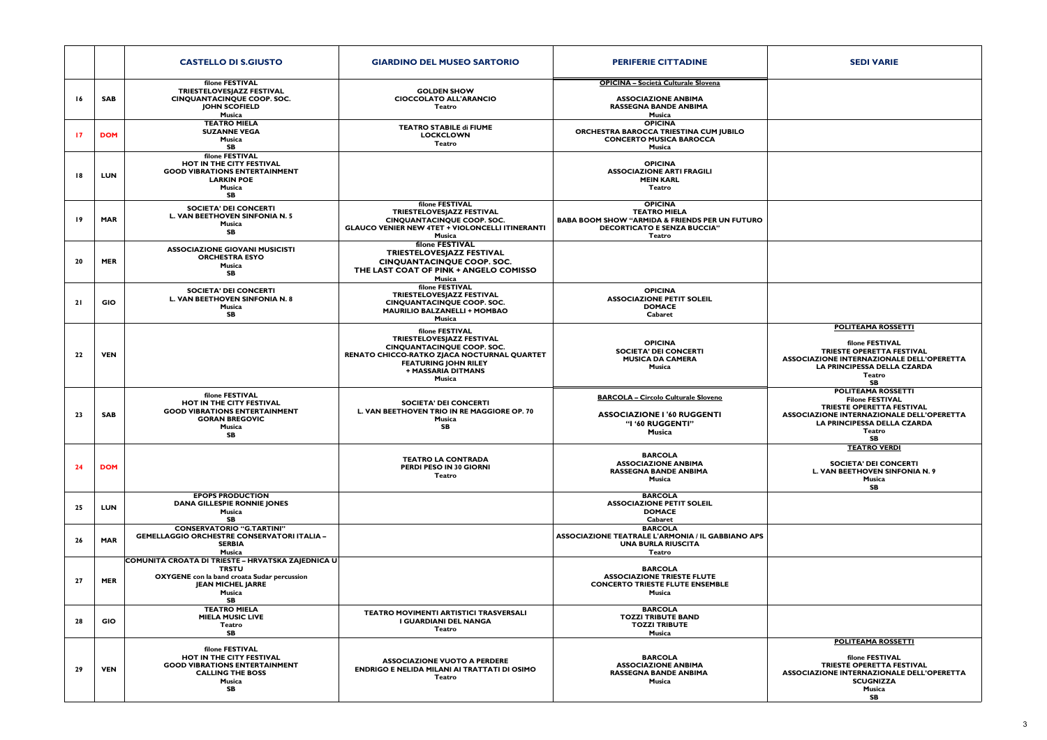| | | CASTELLO DI S.GIUSTO | GIARDINO DEL MUSEO SARTORIO | PERIFERIE CITTADINE | SEDI VARIE |
|---|---|---|---|---|---|
| 16 | SAB | filone FESTIVAL<br>TRIESTELOVESJAZZ FESTIVAL<br>CINQUANTACINQUE COOP. SOC.<br>JOHN SCOFIELD<br>Musica | GOLDEN SHOW<br>CIOCCOLATO ALL'ARANCIO<br>Teatro | OPICINA – Società Culturale Slovena<br><br>ASSOCIAZIONE ANBIMA<br>RASSEGNA BANDE ANBIMA<br>Musica | |
| 17 | DOM | TEATRO MIELA<br>SUZANNE VEGA<br>Musica<br>SB | TEATRO STABILE di FIUME<br>LOCKCLOWN<br>Teatro | OPICINA<br>ORCHESTRA BAROCCA TRIESTINA CUM JUBILO<br>CONCERTO MUSICA BAROCCA<br>Musica | |
| 18 | LUN | filone FESTIVAL<br>HOT IN THE CITY FESTIVAL<br>GOOD VIBRATIONS ENTERTAINMENT<br>LARKIN POE<br>Musica<br>SB | | OPICINA<br>ASSOCIAZIONE ARTI FRAGILI<br>MEIN KARL<br>Teatro | |
| 19 | MAR | SOCIETA' DEI CONCERTI<br>L. VAN BEETHOVEN SINFONIA N. 5<br>Musica<br>SB | filone FESTIVAL<br>TRIESTELOVESJAZZ FESTIVAL<br>CINQUANTACINQUE COOP. SOC.<br>GLAUCO VENIER NEW 4TET + VIOLONCELLI ITINERANTI<br>Musica | OPICINA<br>TEATRO MIELA<br>BABA BOOM SHOW "ARMIDA & FRIENDS PER UN FUTURO DECORTICATO E SENZA BUCCIA"<br>Teatro | |
| 20 | MER | ASSOCIAZIONE GIOVANI MUSICISTI<br>ORCHESTRA ESYO<br>Musica<br>SB | filone FESTIVAL<br>TRIESTELOVESJAZZ FESTIVAL<br>CINQUANTACINQUE COOP. SOC.<br>THE LAST COAT OF PINK + ANGELO COMISSO<br>Musica | | |
| 21 | GIO | SOCIETA' DEI CONCERTI<br>L. VAN BEETHOVEN SINFONIA N. 8<br>Musica<br>SB | filone FESTIVAL<br>TRIESTELOVESJAZZ FESTIVAL<br>CINQUANTACINQUE COOP. SOC.<br>MAURILIO BALZANELLI + MOMBAO<br>Musica | OPICINA<br>ASSOCIAZIONE PETIT SOLEIL<br>DOMACE<br>Cabaret | |
| 22 | VEN | | filone FESTIVAL<br>TRIESTELOVESJAZZ FESTIVAL<br>CINQUANTACINQUE COOP. SOC.<br>RENATO CHICCO-RATKO ZJACA NOCTURNAL QUARTET FEATURING JOHN RILEY<br>+ MASSARIA DITMANS<br>Musica | OPICINA<br>SOCIETA' DEI CONCERTI<br>MUSICA DA CAMERA<br>Musica | POLITEAMA ROSSETTI<br><br>filone FESTIVAL<br>TRIESTE OPERETTA FESTIVAL<br>ASSOCIAZIONE INTERNAZIONALE DELL'OPERETTA<br>LA PRINCIPESSA DELLA CZARDA<br>Teatro<br>SB |
| 23 | SAB | filone FESTIVAL<br>HOT IN THE CITY FESTIVAL<br>GOOD VIBRATIONS ENTERTAINMENT<br>GORAN BREGOVIC<br>Musica<br>SB | SOCIETA' DEI CONCERTI<br>L. VAN BEETHOVEN TRIO IN RE MAGGIORE OP. 70<br>Musica<br>SB | BARCOLA – Circolo Culturale Sloveno<br><br>ASSOCIAZIONE I '60 RUGGENTI<br>"I '60 RUGGENTI"<br>Musica | POLITEAMA ROSSETTI<br>Filone FESTIVAL<br>TRIESTE OPERETTA FESTIVAL<br>ASSOCIAZIONE INTERNAZIONALE DELL'OPERETTA<br>LA PRINCIPESSA DELLA CZARDA<br>Teatro<br>SB |
| 24 | DOM | | TEATRO LA CONTRADA<br>PERDI PESO IN 30 GIORNI<br>Teatro | BARCOLA<br>ASSOCIAZIONE ANBIMA<br>RASSEGNA BANDE ANBIMA<br>Musica | TEATRO VERDI<br><br>SOCIETA' DEI CONCERTI<br>L. VAN BEETHOVEN SINFONIA N. 9<br>Musica<br>SB |
| 25 | LUN | EPOPS PRODUCTION<br>DANA GILLESPIE RONNIE JONES<br>Musica<br>SB | | BARCOLA<br>ASSOCIAZIONE PETIT SOLEIL<br>DOMACE<br>Cabaret | |
| 26 | MAR | CONSERVATORIO "G.TARTINI"<br>GEMELLAGGIO ORCHESTRE CONSERVATORI ITALIA – SERBIA<br>Musica | | BARCOLA<br>ASSOCIAZIONE TEATRALE L'ARMONIA / IL GABBIANO APS<br>UNA BURLA RIUSCITA<br>Teatro | |
| 27 | MER | COMUNITÀ CROATA DI TRIESTE – HRVATSKA ZAJEDNICA U TRSTU<br>OXYGENE con la band croata Sudar percussion<br>JEAN MICHEL JARRE<br>Musica<br>SB | | BARCOLA<br>ASSOCIAZIONE TRIESTE FLUTE<br>CONCERTO TRIESTE FLUTE ENSEMBLE<br>Musica | |
| 28 | GIO | TEATRO MIELA<br>MIELA MUSIC LIVE<br>Teatro<br>SB | TEATRO MOVIMENTI ARTISTICI TRASVERSALI<br>I GUARDIANI DEL NANGA<br>Teatro | BARCOLA<br>TOZZI TRIBUTE BAND<br>TOZZI TRIBUTE<br>Musica | |
| 29 | VEN | filone FESTIVAL<br>HOT IN THE CITY FESTIVAL<br>GOOD VIBRATIONS ENTERTAINMENT<br>CALLING THE BOSS<br>Musica<br>SB | ASSOCIAZIONE VUOTO A PERDERE<br>ENDRIGO E NELIDA MILANI AI TRATTATI DI OSIMO<br>Teatro | BARCOLA<br>ASSOCIAZIONE ANBIMA<br>RASSEGNA BANDE ANBIMA<br>Musica | POLITEAMA ROSSETTI<br><br>filone FESTIVAL<br>TRIESTE OPERETTA FESTIVAL<br>ASSOCIAZIONE INTERNAZIONALE DELL'OPERETTA<br>SCUGNIZZA<br>Musica<br>SB |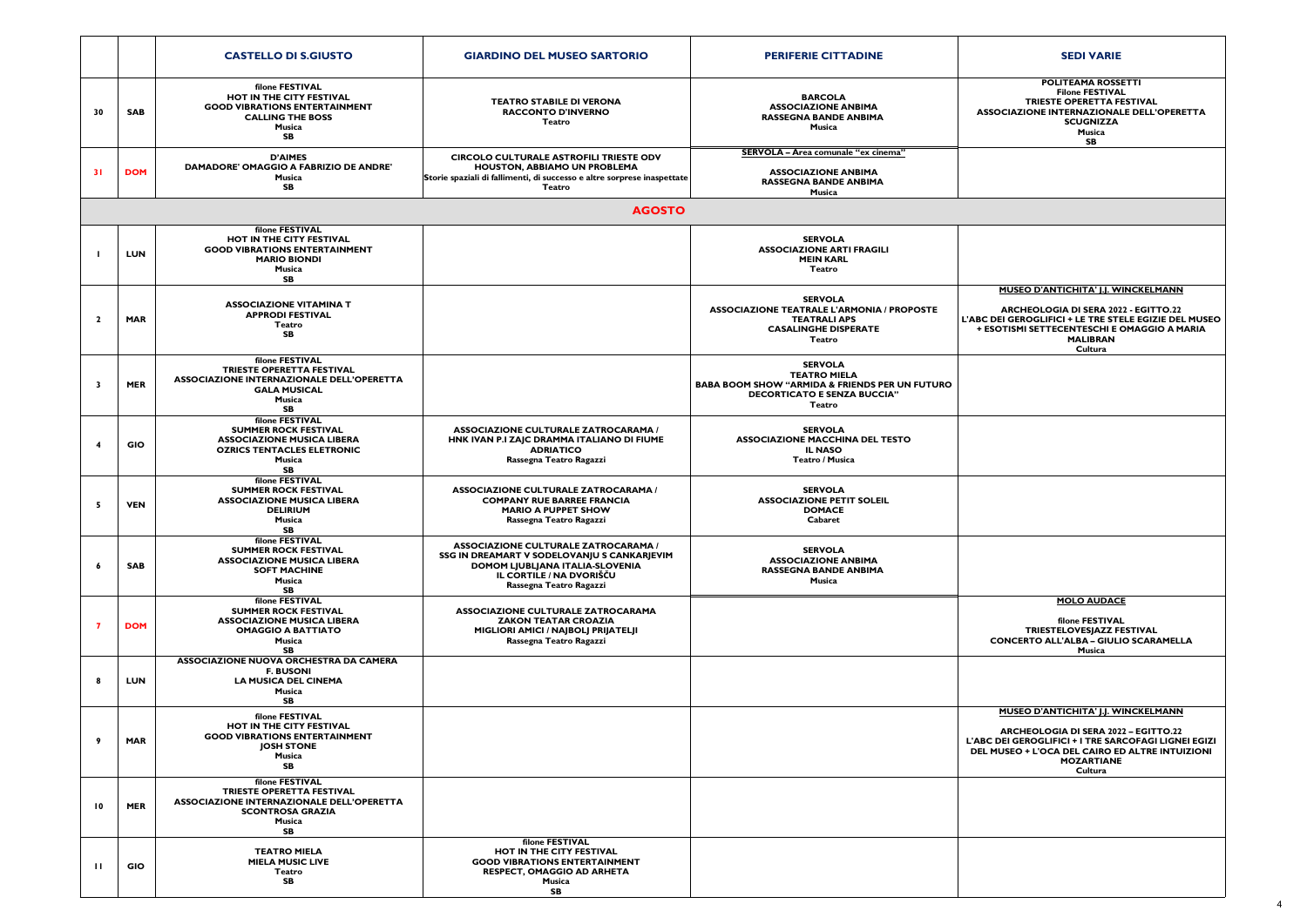| | | CASTELLO DI S.GIUSTO | GIARDINO DEL MUSEO SARTORIO | PERIFERIE CITTADINE | SEDI VARIE |
|---|---|---|---|---|---|
| 30 | SAB | filone FESTIVAL<br>HOT IN THE CITY FESTIVAL<br>GOOD VIBRATIONS ENTERTAINMENT<br>CALLING THE BOSS<br>Musica<br>SB | TEATRO STABILE DI VERONA<br>RACCONTO D'INVERNO<br>Teatro | BARCOLA<br>ASSOCIAZIONE ANBIMA<br>RASSEGNA BANDE ANBIMA<br>Musica | POLITEAMA ROSSETTI<br>Filone FESTIVAL<br>TRIESTE OPERETTA FESTIVAL<br>ASSOCIAZIONE INTERNAZIONALE DELL'OPERETTA<br>SCUGNIZZA<br>Musica<br>SB |
| 31 | DOM | D'AIMES<br>DAMADORE' OMAGGIO A FABRIZIO DE ANDRE'<br>Musica<br>SB | CIRCOLO CULTURALE ASTROFILI TRIESTE ODV<br>HOUSTON, ABBIAMO UN PROBLEMA<br>Storie spaziali di fallimenti, di successo e altre sorprese inaspettate<br>Teatro | SERVOLA – Area comunale "ex cinema"<br>ASSOCIAZIONE ANBIMA<br>RASSEGNA BANDE ANBIMA<br>Musica | |
| | | | **AGOSTO** | | |
| 1 | LUN | filone FESTIVAL<br>HOT IN THE CITY FESTIVAL<br>GOOD VIBRATIONS ENTERTAINMENT<br>MARIO BIONDI<br>Musica<br>SB | | SERVOLA<br>ASSOCIAZIONE ARTI FRAGILI<br>MEIN KARL<br>Teatro | |
| 2 | MAR | ASSOCIAZIONE VITAMINA T<br>APPRODI FESTIVAL<br>Teatro<br>SB | | SERVOLA<br>ASSOCIAZIONE TEATRALE L'ARMONIA / PROPOSTE TEATRALI APS<br>CASALINGHE DISPERATE<br>Teatro | MUSEO D'ANTICHITA' J.J. WINCKELMANN<br>ARCHEOLOGIA DI SERA 2022 - EGITTO.22<br>L'ABC DEI GEROGLIFICI + LE TRE STELE EGIZIE DEL MUSEO + ESOTISMI SETTECENTESCHI E OMAGGIO A MARIA MALIBRAN<br>Cultura |
| 3 | MER | filone FESTIVAL<br>TRIESTE OPERETTA FESTIVAL<br>ASSOCIAZIONE INTERNAZIONALE DELL'OPERETTA<br>GALA MUSICAL<br>Musica<br>SB | | SERVOLA<br>TEATRO MIELA<br>BABA BOOM SHOW "ARMIDA & FRIENDS PER UN FUTURO DECORTICATO E SENZA BUCCIA"<br>Teatro | |
| 4 | GIO | filone FESTIVAL<br>SUMMER ROCK FESTIVAL<br>ASSOCIAZIONE MUSICA LIBERA<br>OZRICS TENTACLES ELETRONIC<br>Musica<br>SB | ASSOCIAZIONE CULTURALE ZATROCARAMA /<br>HNK IVAN P.I ZAJC DRAMMA ITALIANO DI FIUME<br>ADRIATICO<br>Rassegna Teatro Ragazzi | SERVOLA<br>ASSOCIAZIONE MACCHINA DEL TESTO<br>IL NASO<br>Teatro / Musica | |
| 5 | VEN | filone FESTIVAL<br>SUMMER ROCK FESTIVAL<br>ASSOCIAZIONE MUSICA LIBERA<br>DELIRIUM<br>Musica<br>SB | ASSOCIAZIONE CULTURALE ZATROCARAMA /<br>COMPANY RUE BARREE FRANCIA<br>MARIO A PUPPET SHOW<br>Rassegna Teatro Ragazzi | SERVOLA<br>ASSOCIAZIONE PETIT SOLEIL<br>DOMACE<br>Cabaret | |
| 6 | SAB | filone FESTIVAL<br>SUMMER ROCK FESTIVAL<br>ASSOCIAZIONE MUSICA LIBERA<br>SOFT MACHINE<br>Musica<br>SB | ASSOCIAZIONE CULTURALE ZATROCARAMA /<br>SSG IN DREAMART V SODELOVANJU S CANKARJEVIM DOMOM LJUBLJANA ITALIA-SLOVENIA<br>IL CORTILE / NA DVORIŠČU<br>Rassegna Teatro Ragazzi | SERVOLA<br>ASSOCIAZIONE ANBIMA<br>RASSEGNA BANDE ANBIMA<br>Musica | |
| 7 | DOM | filone FESTIVAL<br>SUMMER ROCK FESTIVAL<br>ASSOCIAZIONE MUSICA LIBERA<br>OMAGGIO A BATTIATO<br>Musica<br>SB | ASSOCIAZIONE CULTURALE ZATROCARAMA<br>ZAKON TEATAR CROAZIA<br>MIGLIORI AMICI / NAJBOLJ PRIJATELJI<br>Rassegna Teatro Ragazzi | | MOLO AUDACE<br>filone FESTIVAL<br>TRIESTELOVESJAZZ FESTIVAL<br>CONCERTO ALL'ALBA – GIULIO SCARAMELLA<br>Musica |
| 8 | LUN | ASSOCIAZIONE NUOVA ORCHESTRA DA CAMERA<br>F. BUSONI<br>LA MUSICA DEL CINEMA<br>Musica<br>SB | | | |
| 9 | MAR | filone FESTIVAL<br>HOT IN THE CITY FESTIVAL<br>GOOD VIBRATIONS ENTERTAINMENT<br>JOSH STONE<br>Musica<br>SB | | | MUSEO D'ANTICHITA' J.J. WINCKELMANN<br>ARCHEOLOGIA DI SERA 2022 – EGITTO.22<br>L'ABC DEI GEROGLIFICI + I TRE SARCOFAGI LIGNEI EGIZI DEL MUSEO + L'OCA DEL CAIRO ED ALTRE INTUIZIONI MOZARTIANE<br>Cultura |
| 10 | MER | filone FESTIVAL<br>TRIESTE OPERETTA FESTIVAL<br>ASSOCIAZIONE INTERNAZIONALE DELL'OPERETTA<br>SCONTROSA GRAZIA<br>Musica<br>SB | | | |
| 11 | GIO | TEATRO MIELA<br>MIELA MUSIC LIVE<br>Teatro<br>SB | filone FESTIVAL<br>HOT IN THE CITY FESTIVAL<br>GOOD VIBRATIONS ENTERTAINMENT<br>RESPECT, OMAGGIO AD ARHETA<br>Musica<br>SB | | |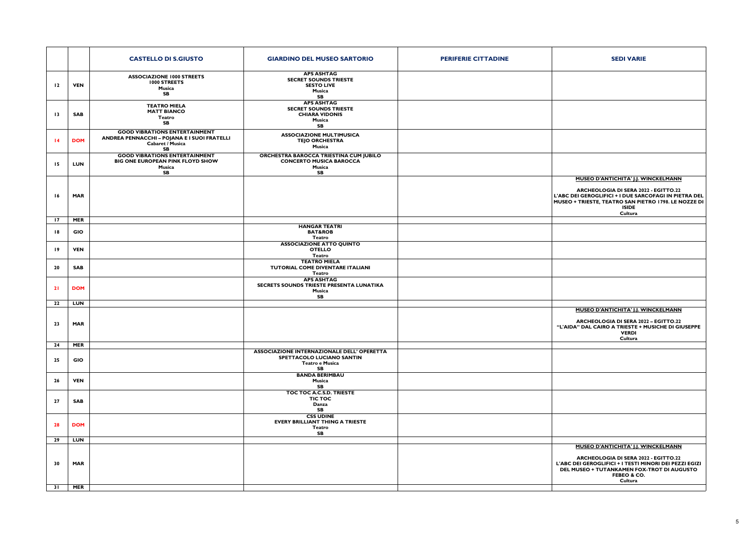| | | CASTELLO DI S.GIUSTO | GIARDINO DEL MUSEO SARTORIO | PERIFERIE CITTADINE | SEDI VARIE |
|---|---|---|---|---|---|
| 12 | VEN | ASSOCIAZIONE 1000 STREETS<br>1000 STREETS<br>Musica<br>SB | APS ASHTAG<br>SECRET SOUNDS TRIESTE<br>SESTO LIVE<br>Musica<br>SB | | |
| 13 | SAB | TEATRO MIELA<br>MATT BIANCO<br>Teatro<br>SB | APS ASHTAG<br>SECRET SOUNDS TRIESTE<br>CHIARA VIDONIS<br>Musica<br>SB | | |
| 14 | DOM | GOOD VIBRATIONS ENTERTAINMENT<br>ANDREA PENNACCHI – POJANA E I SUOI FRATELLI<br>Cabaret / Musica<br>SB | ASSOCIAZIONE MULTIMUSICA<br>TEJO ORCHESTRA<br>Musica | | |
| 15 | LUN | GOOD VIBRATIONS ENTERTAINMENT<br>BIG ONE EUROPEAN PINK FLOYD SHOW<br>Musica<br>SB | ORCHESTRA BAROCCA TRIESTINA CUM JUBILO<br>CONCERTO MUSICA BAROCCA<br>Musica<br>SB | | |
| 16 | MAR | | | | MUSEO D'ANTICHITA' J.J. WINCKELMANN<br>ARCHEOLOGIA DI SERA 2022 - EGITTO.22<br>L'ABC DEI GEROGLIFICI + I DUE SARCOFAGI IN PIETRA DEL MUSEO + TRIESTE, TEATRO SAN PIETRO 1798. LE NOZZE DI ISIDE<br>Cultura |
| 17 | MER | | | | |
| 18 | GIO | | HANGAR TEATRI<br>BAT&ROB<br>Teatro | | |
| 19 | VEN | | ASSOCIAZIONE ATTO QUINTO<br>OTELLO<br>Teatro | | |
| 20 | SAB | | TEATRO MIELA<br>TUTORIAL COME DIVENTARE ITALIANI<br>Teatro | | |
| 21 | DOM | | APS ASHTAG<br>SECRETS SOUNDS TRIESTE PRESENTA LUNATIKA<br>Musica<br>SB | | |
| 22 | LUN | | | | |
| 23 | MAR | | | | MUSEO D'ANTICHITA' J.J. WINCKELMANN<br>ARCHEOLOGIA DI SERA 2022 – EGITTO.22<br>"L'AIDA" DAL CAIRO A TRIESTE + MUSICHE DI GIUSEPPE VERDI<br>Cultura |
| 24 | MER | | | | |
| 25 | GIO | | ASSOCIAZIONE INTERNAZIONALE DELL' OPERETTA<br>SPETTACOLO LUCIANO SANTIN<br>Teatro e Musica<br>SB | | |
| 26 | VEN | | BANDA BERIMBAU<br>Musica<br>SB | | |
| 27 | SAB | | TOC TOC A.C.S.D. TRIESTE<br>TIC TOC<br>Danza<br>SB | | |
| 28 | DOM | | CSS UDINE<br>EVERY BRILLIANT THING A TRIESTE<br>Teatro<br>SB | | |
| 29 | LUN | | | | |
| 30 | MAR | | | | MUSEO D'ANTICHITA' J.J. WINCKELMANN<br>ARCHEOLOGIA DI SERA 2022 - EGITTO.22<br>L'ABC DEI GEROGLIFICI + I TESTI MINORI DEI PEZZI EGIZI DEL MUSEO + TUTANKAMEN FOX-TROT DI AUGUSTO FEBEO & CO.<br>Cultura |
| 31 | MER | | | | |